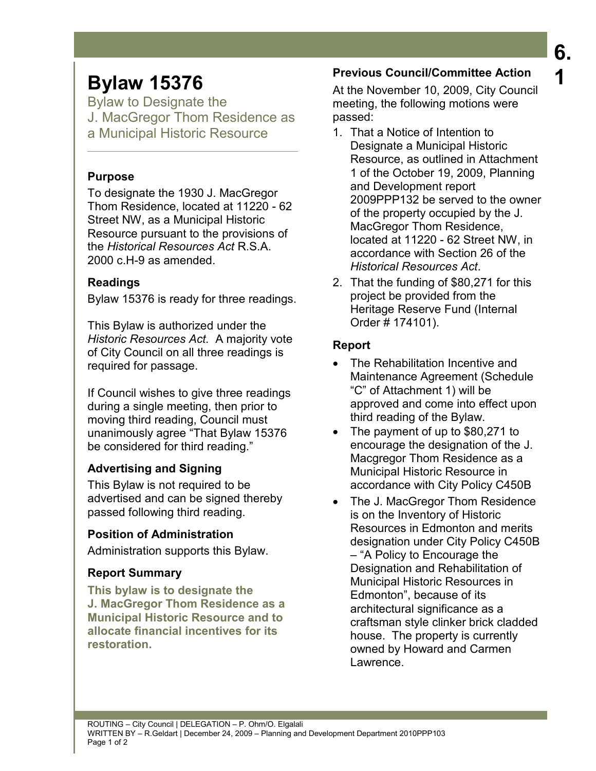6.1

# Bylaw 15376

Bylaw to Designate the J. MacGregor Thom Residence as a Municipal Historic Resource

### Purpose

To designate the 1930 J. MacGregor Thom Residence, located at 11220 - 62 Street NW, as a Municipal Historic Resource pursuant to the provisions of the *Historical Resources Act* R.S.A. 2000 c.H-9 as amended.

### Readings

Bylaw 15376 is ready for three readings.

This Bylaw is authorized under the *Historic Resources Act*. A majority vote of City Council on all three readings is required for passage.

If Council wishes to give three readings during a single meeting, then prior to moving third reading, Council must unanimously agree "That Bylaw 15376 be considered for third reading."

### Advertising and Signing

This Bylaw is not required to be advertised and can be signed thereby passed following third reading.

### Position of Administration

Administration supports this Bylaw.

### Report Summary

**This bylaw is to designate the J. MacGregor Thom Residence as a Municipal Historic Resource and to allocate financial incentives for its restoration.**

### Previous Council/Committee Action

At the November 10, 2009, City Council meeting, the following motions were passed:

1. That a Notice of Intention to Designate a Municipal Historic Resource, as outlined in Attachment 1 of the October 19, 2009, Planning and Development report 2009PPP132 be served to the owner of the property occupied by the J. MacGregor Thom Residence, located at 11220 - 62 Street NW, in accordance with Section 26 of the *Historical Resources Act*.
2. That the funding of $80,271 for this project be provided from the Heritage Reserve Fund (Internal Order # 174101).

### Report

- The Rehabilitation Incentive and Maintenance Agreement (Schedule "C" of Attachment 1) will be approved and come into effect upon third reading of the Bylaw.
- The payment of up to $80,271 to encourage the designation of the J. Macgregor Thom Residence as a Municipal Historic Resource in accordance with City Policy C450B
- The J. MacGregor Thom Residence is on the Inventory of Historic Resources in Edmonton and merits designation under City Policy C450B – "A Policy to Encourage the Designation and Rehabilitation of Municipal Historic Resources in Edmonton", because of its architectural significance as a craftsman style clinker brick cladded house. The property is currently owned by Howard and Carmen Lawrence.

ROUTING – City Council | DELEGATION – P. Ohm/O. Elgalali
WRITTEN BY – R.Geldart | December 24, 2009 – Planning and Development Department 2010PPP103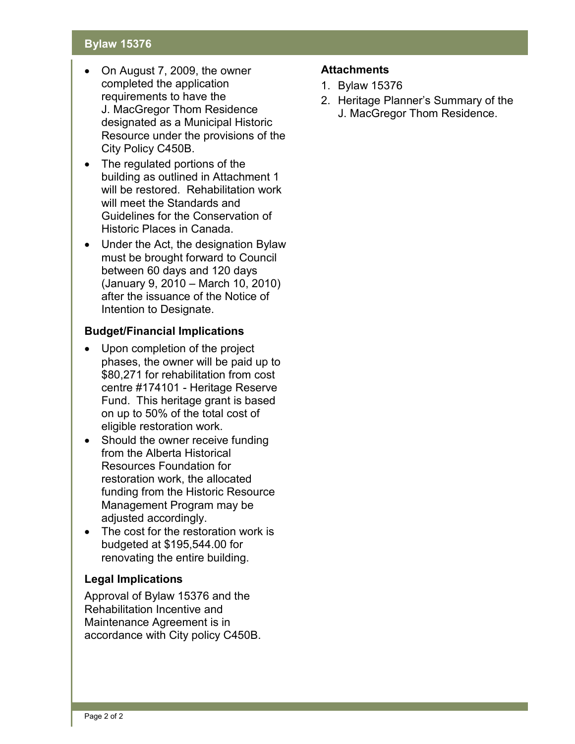- On August 7, 2009, the owner completed the application requirements to have the J. MacGregor Thom Residence designated as a Municipal Historic Resource under the provisions of the City Policy C450B.
- The regulated portions of the building as outlined in Attachment 1 will be restored. Rehabilitation work will meet the Standards and Guidelines for the Conservation of Historic Places in Canada.
- Under the Act, the designation Bylaw must be brought forward to Council between 60 days and 120 days (January 9, 2010 – March 10, 2010) after the issuance of the Notice of Intention to Designate.

### Budget/Financial Implications

- Upon completion of the project phases, the owner will be paid up to $80,271 for rehabilitation from cost centre #174101 - Heritage Reserve Fund. This heritage grant is based on up to 50% of the total cost of eligible restoration work.
- Should the owner receive funding from the Alberta Historical Resources Foundation for restoration work, the allocated funding from the Historic Resource Management Program may be adjusted accordingly.
- The cost for the restoration work is budgeted at $195,544.00 for renovating the entire building.

### Legal Implications

Approval of Bylaw 15376 and the Rehabilitation Incentive and Maintenance Agreement is in accordance with City policy C450B.

### Attachments

1. Bylaw 15376
2. Heritage Planner's Summary of the J. MacGregor Thom Residence.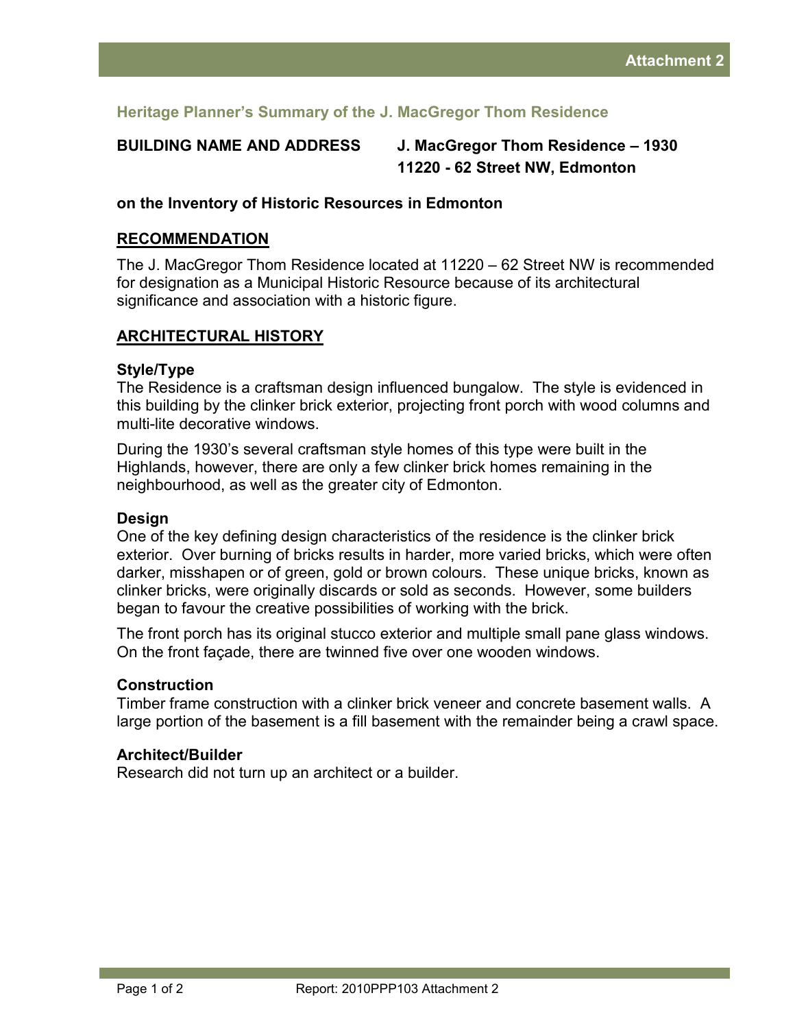## Heritage Planner's Summary of the J. MacGregor Thom Residence

**BUILDING NAME AND ADDRESS** **J. MacGregor Thom Residence – 1930**
**11220 - 62 Street NW, Edmonton**

**on the Inventory of Historic Resources in Edmonton**

### RECOMMENDATION

The J. MacGregor Thom Residence located at 11220 – 62 Street NW is recommended for designation as a Municipal Historic Resource because of its architectural significance and association with a historic figure.

### ARCHITECTURAL HISTORY

**Style/Type**

The Residence is a craftsman design influenced bungalow. The style is evidenced in this building by the clinker brick exterior, projecting front porch with wood columns and multi-lite decorative windows.

During the 1930's several craftsman style homes of this type were built in the Highlands, however, there are only a few clinker brick homes remaining in the neighbourhood, as well as the greater city of Edmonton.

**Design**

One of the key defining design characteristics of the residence is the clinker brick exterior. Over burning of bricks results in harder, more varied bricks, which were often darker, misshapen or of green, gold or brown colours. These unique bricks, known as clinker bricks, were originally discards or sold as seconds. However, some builders began to favour the creative possibilities of working with the brick.

The front porch has its original stucco exterior and multiple small pane glass windows. On the front façade, there are twinned five over one wooden windows.

**Construction**

Timber frame construction with a clinker brick veneer and concrete basement walls. A large portion of the basement is a fill basement with the remainder being a crawl space.

**Architect/Builder**

Research did not turn up an architect or a builder.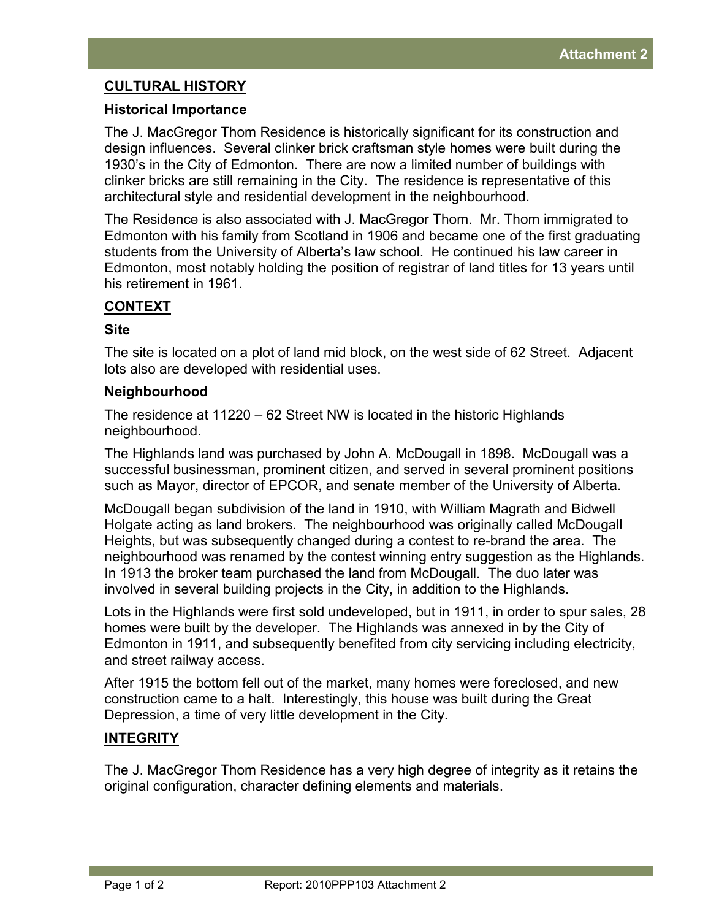## CULTURAL HISTORY

### Historical Importance

The J. MacGregor Thom Residence is historically significant for its construction and design influences. Several clinker brick craftsman style homes were built during the 1930's in the City of Edmonton. There are now a limited number of buildings with clinker bricks are still remaining in the City. The residence is representative of this architectural style and residential development in the neighbourhood.

The Residence is also associated with J. MacGregor Thom. Mr. Thom immigrated to Edmonton with his family from Scotland in 1906 and became one of the first graduating students from the University of Alberta's law school. He continued his law career in Edmonton, most notably holding the position of registrar of land titles for 13 years until his retirement in 1961.

## CONTEXT

### Site

The site is located on a plot of land mid block, on the west side of 62 Street. Adjacent lots also are developed with residential uses.

### Neighbourhood

The residence at 11220 – 62 Street NW is located in the historic Highlands neighbourhood.

The Highlands land was purchased by John A. McDougall in 1898. McDougall was a successful businessman, prominent citizen, and served in several prominent positions such as Mayor, director of EPCOR, and senate member of the University of Alberta.

McDougall began subdivision of the land in 1910, with William Magrath and Bidwell Holgate acting as land brokers. The neighbourhood was originally called McDougall Heights, but was subsequently changed during a contest to re-brand the area. The neighbourhood was renamed by the contest winning entry suggestion as the Highlands. In 1913 the broker team purchased the land from McDougall. The duo later was involved in several building projects in the City, in addition to the Highlands.

Lots in the Highlands were first sold undeveloped, but in 1911, in order to spur sales, 28 homes were built by the developer. The Highlands was annexed in by the City of Edmonton in 1911, and subsequently benefited from city servicing including electricity, and street railway access.

After 1915 the bottom fell out of the market, many homes were foreclosed, and new construction came to a halt. Interestingly, this house was built during the Great Depression, a time of very little development in the City.

## INTEGRITY

The J. MacGregor Thom Residence has a very high degree of integrity as it retains the original configuration, character defining elements and materials.